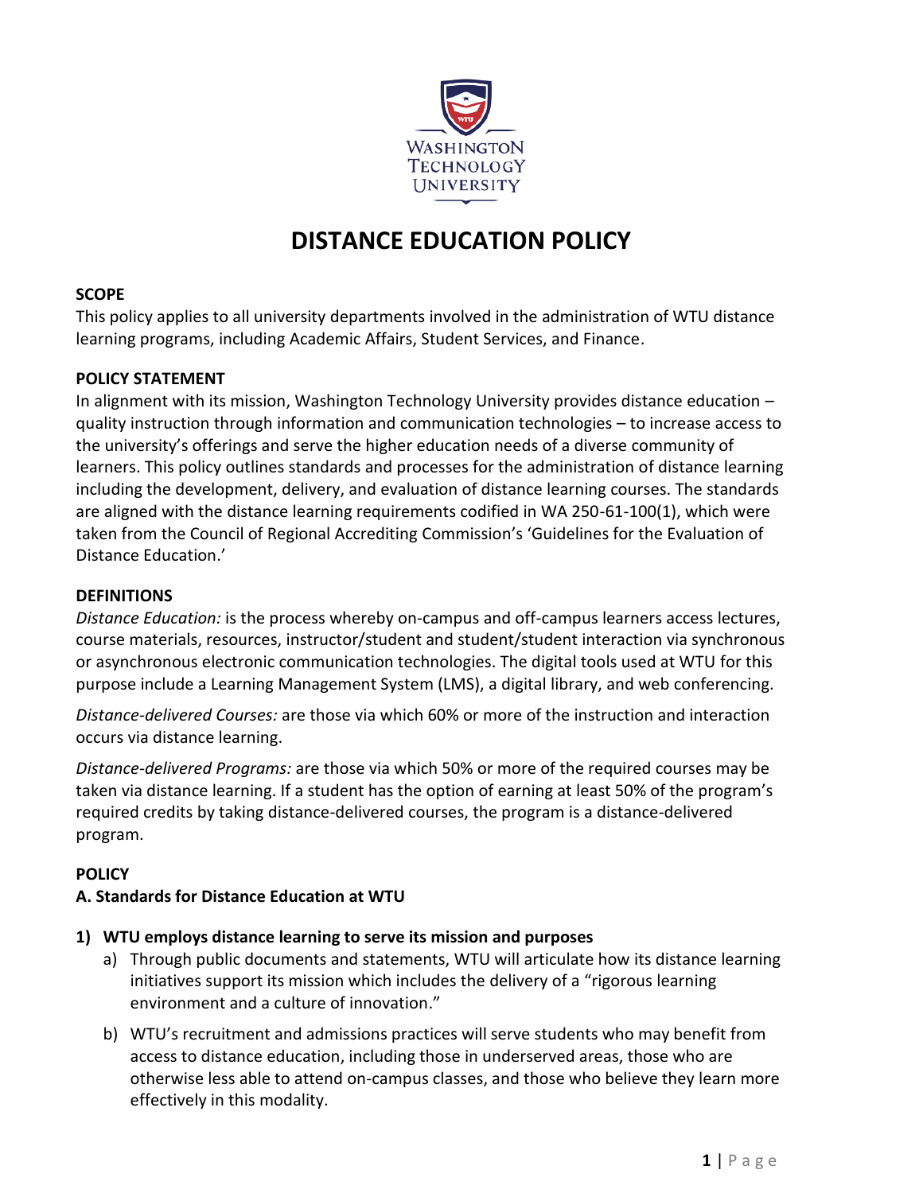# DISTANCE EDUCATION POLICY

## SCOPE

This policy applies to all university departments involved in the administration of WTU distance learning programs, including Academic Affairs, Student Services, and Finance.

## POLICY STATEMENT

In alignment with its mission, Washington Technology University provides distance education – quality instruction through information and communication technologies – to increase access to the university's offerings and serve the higher education needs of a diverse community of learners. This policy outlines standards and processes for the administration of distance learning including the development, delivery, and evaluation of distance learning courses. The standards are aligned with the distance learning requirements codified in WA 250-61-100(1), which were taken from the Council of Regional Accrediting Commission's 'Guidelines for the Evaluation of Distance Education.'

## DEFINITIONS

*Distance Education:* is the process whereby on-campus and off-campus learners access lectures, course materials, resources, instructor/student and student/student interaction via synchronous or asynchronous electronic communication technologies. The digital tools used at WTU for this purpose include a Learning Management System (LMS), a digital library, and web conferencing.

*Distance-delivered Courses:* are those via which 60% or more of the instruction and interaction occurs via distance learning.

*Distance-delivered Programs:* are those via which 50% or more of the required courses may be taken via distance learning. If a student has the option of earning at least 50% of the program's required credits by taking distance-delivered courses, the program is a distance-delivered program.

## POLICY

### A. Standards for Distance Education at WTU

**1) WTU employs distance learning to serve its mission and purposes**

a) Through public documents and statements, WTU will articulate how its distance learning initiatives support its mission which includes the delivery of a "rigorous learning environment and a culture of innovation."

b) WTU's recruitment and admissions practices will serve students who may benefit from access to distance education, including those in underserved areas, those who are otherwise less able to attend on-campus classes, and those who believe they learn more effectively in this modality.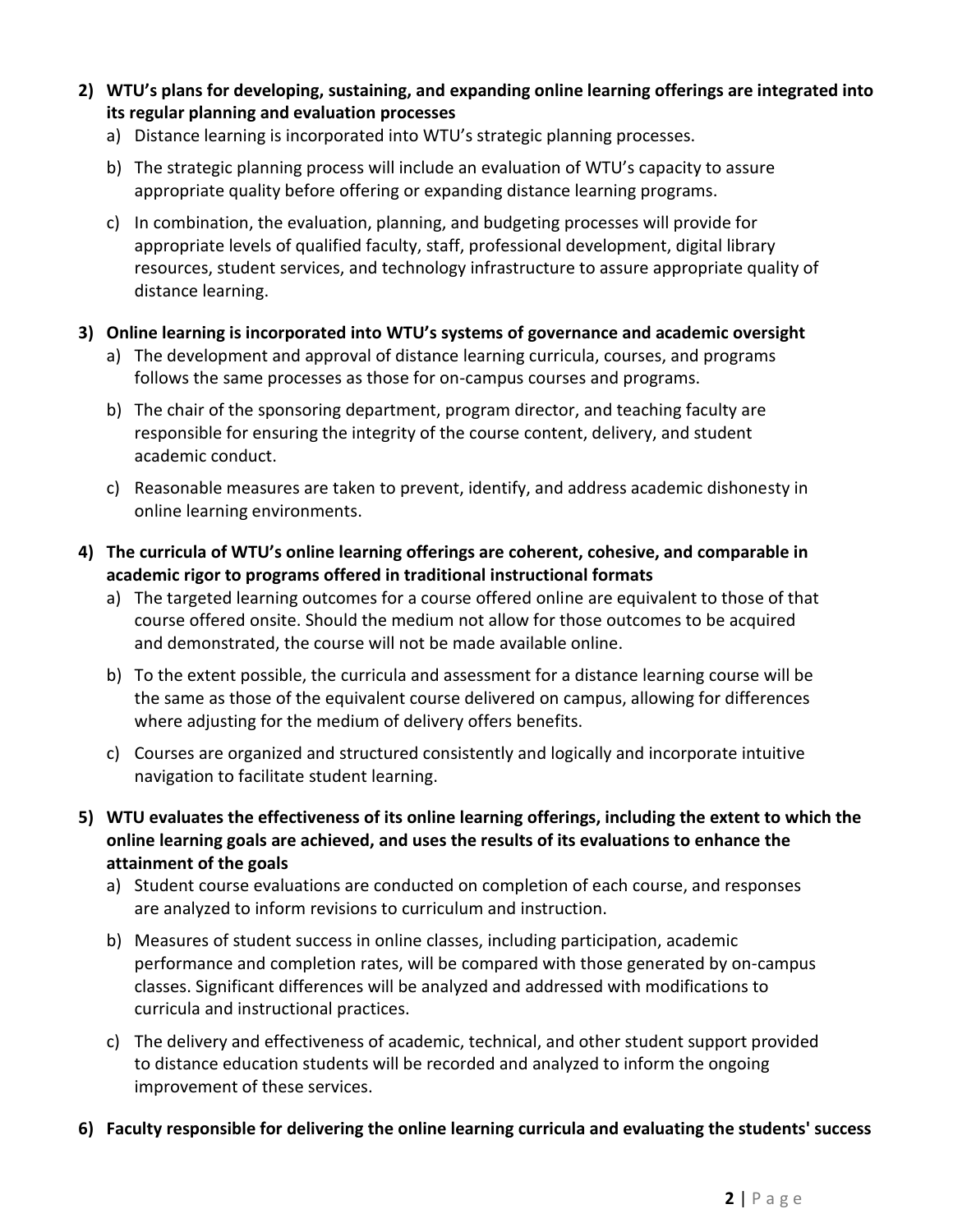2) **WTU's plans for developing, sustaining, and expanding online learning offerings are integrated into its regular planning and evaluation processes**
   a) Distance learning is incorporated into WTU's strategic planning processes.
   b) The strategic planning process will include an evaluation of WTU's capacity to assure appropriate quality before offering or expanding distance learning programs.
   c) In combination, the evaluation, planning, and budgeting processes will provide for appropriate levels of qualified faculty, staff, professional development, digital library resources, student services, and technology infrastructure to assure appropriate quality of distance learning.

3) **Online learning is incorporated into WTU's systems of governance and academic oversight**
   a) The development and approval of distance learning curricula, courses, and programs follows the same processes as those for on-campus courses and programs.
   b) The chair of the sponsoring department, program director, and teaching faculty are responsible for ensuring the integrity of the course content, delivery, and student academic conduct.
   c) Reasonable measures are taken to prevent, identify, and address academic dishonesty in online learning environments.

4) **The curricula of WTU's online learning offerings are coherent, cohesive, and comparable in academic rigor to programs offered in traditional instructional formats**
   a) The targeted learning outcomes for a course offered online are equivalent to those of that course offered onsite. Should the medium not allow for those outcomes to be acquired and demonstrated, the course will not be made available online.
   b) To the extent possible, the curricula and assessment for a distance learning course will be the same as those of the equivalent course delivered on campus, allowing for differences where adjusting for the medium of delivery offers benefits.
   c) Courses are organized and structured consistently and logically and incorporate intuitive navigation to facilitate student learning.

5) **WTU evaluates the effectiveness of its online learning offerings, including the extent to which the online learning goals are achieved, and uses the results of its evaluations to enhance the attainment of the goals**
   a) Student course evaluations are conducted on completion of each course, and responses are analyzed to inform revisions to curriculum and instruction.
   b) Measures of student success in online classes, including participation, academic performance and completion rates, will be compared with those generated by on-campus classes. Significant differences will be analyzed and addressed with modifications to curricula and instructional practices.
   c) The delivery and effectiveness of academic, technical, and other student support provided to distance education students will be recorded and analyzed to inform the ongoing improvement of these services.

6) **Faculty responsible for delivering the online learning curricula and evaluating the students' success**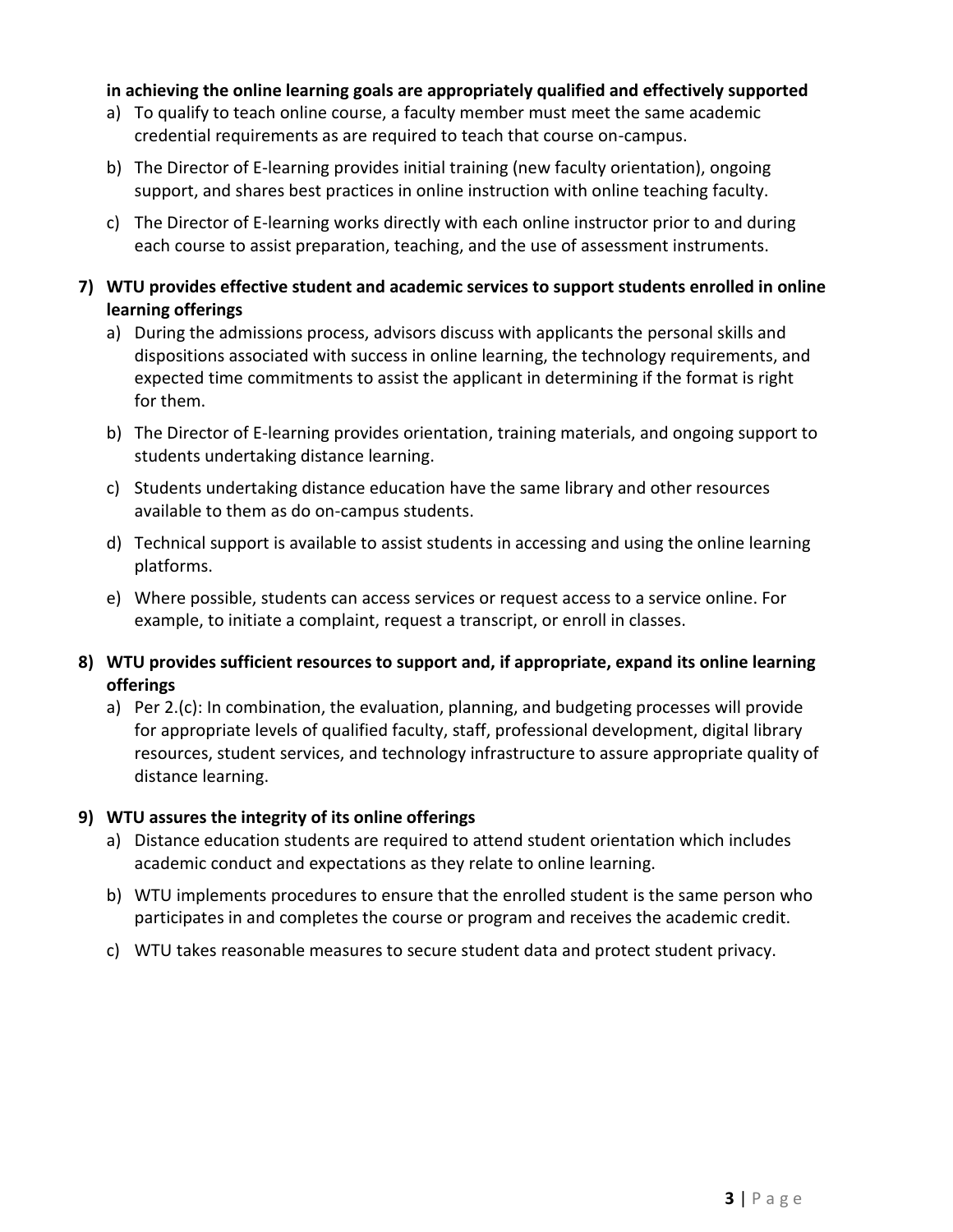**in achieving the online learning goals are appropriately qualified and effectively supported**

a) To qualify to teach online course, a faculty member must meet the same academic credential requirements as are required to teach that course on-campus.

b) The Director of E-learning provides initial training (new faculty orientation), ongoing support, and shares best practices in online instruction with online teaching faculty.

c) The Director of E-learning works directly with each online instructor prior to and during each course to assist preparation, teaching, and the use of assessment instruments.

**7) WTU provides effective student and academic services to support students enrolled in online learning offerings**

a) During the admissions process, advisors discuss with applicants the personal skills and dispositions associated with success in online learning, the technology requirements, and expected time commitments to assist the applicant in determining if the format is right for them.

b) The Director of E-learning provides orientation, training materials, and ongoing support to students undertaking distance learning.

c) Students undertaking distance education have the same library and other resources available to them as do on-campus students.

d) Technical support is available to assist students in accessing and using the online learning platforms.

e) Where possible, students can access services or request access to a service online. For example, to initiate a complaint, request a transcript, or enroll in classes.

**8) WTU provides sufficient resources to support and, if appropriate, expand its online learning offerings**

a) Per 2.(c): In combination, the evaluation, planning, and budgeting processes will provide for appropriate levels of qualified faculty, staff, professional development, digital library resources, student services, and technology infrastructure to assure appropriate quality of distance learning.

**9) WTU assures the integrity of its online offerings**

a) Distance education students are required to attend student orientation which includes academic conduct and expectations as they relate to online learning.

b) WTU implements procedures to ensure that the enrolled student is the same person who participates in and completes the course or program and receives the academic credit.

c) WTU takes reasonable measures to secure student data and protect student privacy.